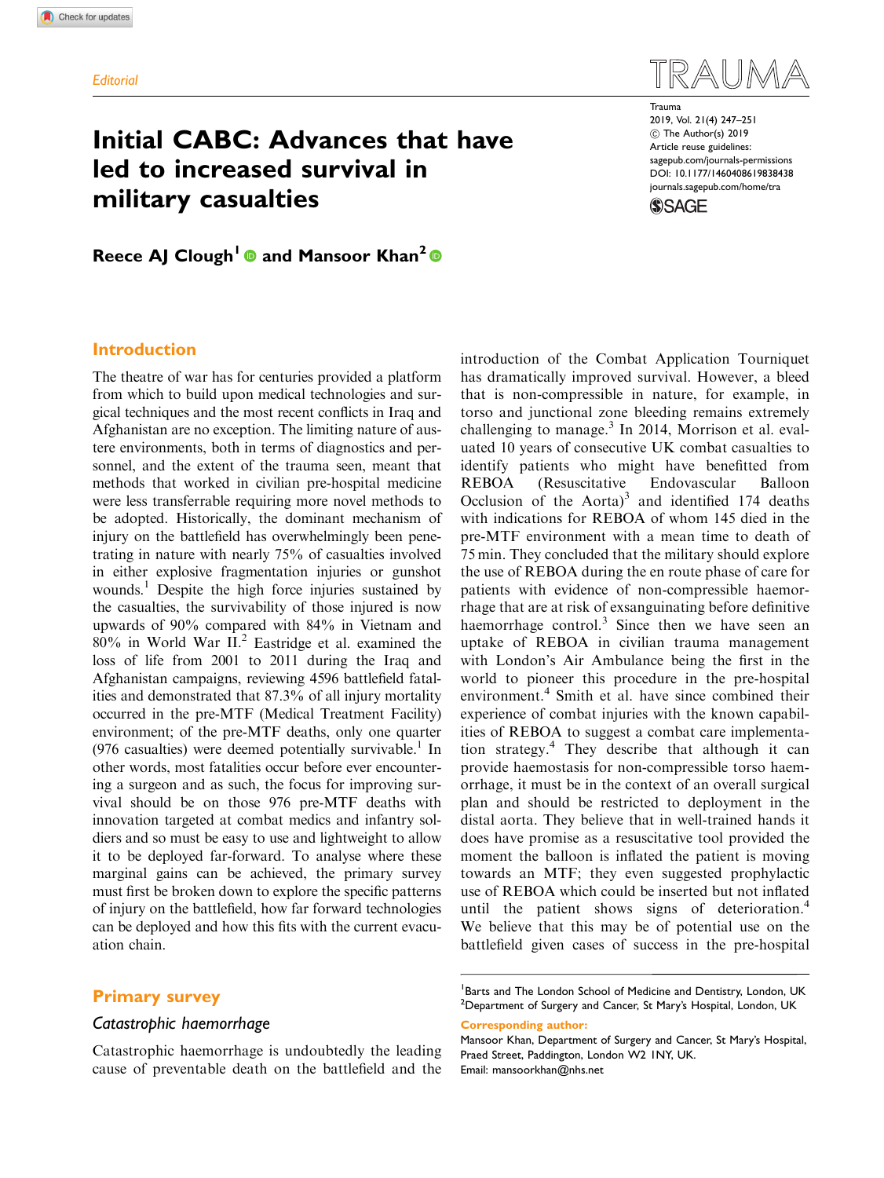Editorial

# Initial CABC: Advances that have led to increased survival in military casualties

**Reece AJ Clough**[1] **and Mansoor Khan**[2]

## Introduction

The theatre of war has for centuries provided a platform from which to build upon medical technologies and surgical techniques and the most recent conflicts in Iraq and Afghanistan are no exception. The limiting nature of austere environments, both in terms of diagnostics and personnel, and the extent of the trauma seen, meant that methods that worked in civilian pre-hospital medicine were less transferrable requiring more novel methods to be adopted. Historically, the dominant mechanism of injury on the battlefield has overwhelmingly been penetrating in nature with nearly 75% of casualties involved in either explosive fragmentation injuries or gunshot wounds.[1] Despite the high force injuries sustained by the casualties, the survivability of those injured is now upwards of 90% compared with 84% in Vietnam and 80% in World War II.[2] Eastridge et al. examined the loss of life from 2001 to 2011 during the Iraq and Afghanistan campaigns, reviewing 4596 battlefield fatalities and demonstrated that 87.3% of all injury mortality occurred in the pre-MTF (Medical Treatment Facility) environment; of the pre-MTF deaths, only one quarter (976 casualties) were deemed potentially survivable.[1] In other words, most fatalities occur before ever encountering a surgeon and as such, the focus for improving survival should be on those 976 pre-MTF deaths with innovation targeted at combat medics and infantry soldiers and so must be easy to use and lightweight to allow it to be deployed far-forward. To analyse where these marginal gains can be achieved, the primary survey must first be broken down to explore the specific patterns of injury on the battlefield, how far forward technologies can be deployed and how this fits with the current evacuation chain.

## Primary survey

### *Catastrophic haemorrhage*

Catastrophic haemorrhage is undoubtedly the leading cause of preventable death on the battlefield and the introduction of the Combat Application Tourniquet has dramatically improved survival. However, a bleed that is non-compressible in nature, for example, in torso and junctional zone bleeding remains extremely challenging to manage.[3] In 2014, Morrison et al. evaluated 10 years of consecutive UK combat casualties to identify patients who might have benefitted from REBOA (Resuscitative Endovascular Balloon Occlusion of the Aorta)[3] and identified 174 deaths with indications for REBOA of whom 145 died in the pre-MTF environment with a mean time to death of 75 min. They concluded that the military should explore the use of REBOA during the en route phase of care for patients with evidence of non-compressible haemorrhage that are at risk of exsanguinating before definitive haemorrhage control.[3] Since then we have seen an uptake of REBOA in civilian trauma management with London's Air Ambulance being the first in the world to pioneer this procedure in the pre-hospital environment.[4] Smith et al. have since combined their experience of combat injuries with the known capabilities of REBOA to suggest a combat care implementation strategy.[4] They describe that although it can provide haemostasis for non-compressible torso haemorrhage, it must be in the context of an overall surgical plan and should be restricted to deployment in the distal aorta. They believe that in well-trained hands it does have promise as a resuscitative tool provided the moment the balloon is inflated the patient is moving towards an MTF; they even suggested prophylactic use of REBOA which could be inserted but not inflated until the patient shows signs of deterioration.[4] We believe that this may be of potential use on the battlefield given cases of success in the pre-hospital

[1] Barts and The London School of Medicine and Dentistry, London, UK
[2] Department of Surgery and Cancer, St Mary's Hospital, London, UK

**Corresponding author:**
Mansoor Khan, Department of Surgery and Cancer, St Mary's Hospital, Praed Street, Paddington, London W2 1NY, UK.
Email: mansoorkhan@nhs.net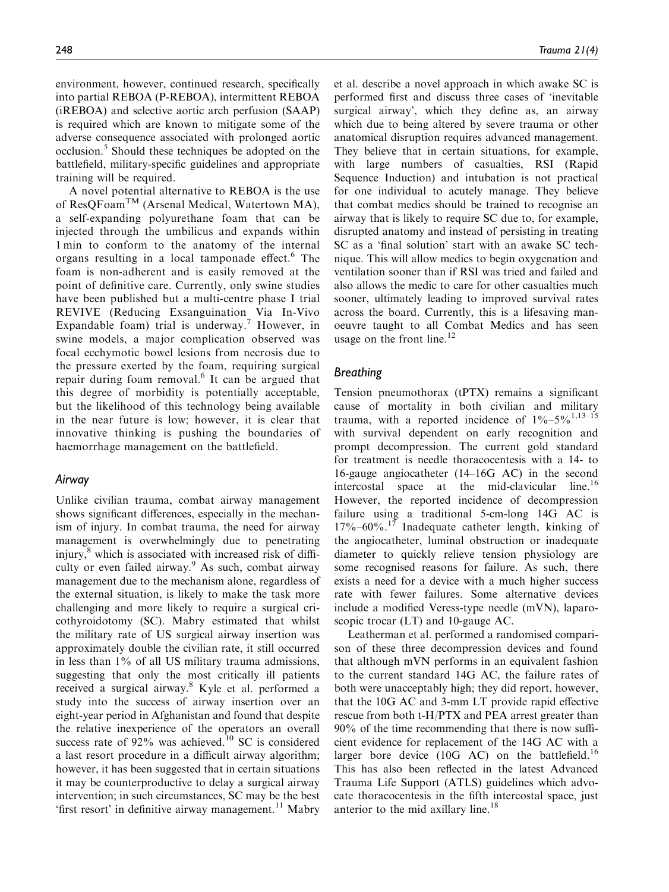environment, however, continued research, specifically into partial REBOA (P-REBOA), intermittent REBOA (iREBOA) and selective aortic arch perfusion (SAAP) is required which are known to mitigate some of the adverse consequence associated with prolonged aortic occlusion.[5] Should these techniques be adopted on the battlefield, military-specific guidelines and appropriate training will be required.

A novel potential alternative to REBOA is the use of ResQFoam™ (Arsenal Medical, Watertown MA), a self-expanding polyurethane foam that can be injected through the umbilicus and expands within 1 min to conform to the anatomy of the internal organs resulting in a local tamponade effect.[6] The foam is non-adherent and is easily removed at the point of definitive care. Currently, only swine studies have been published but a multi-centre phase I trial REVIVE (Reducing Exsanguination Via In-Vivo Expandable foam) trial is underway.[7] However, in swine models, a major complication observed was focal ecchymotic bowel lesions from necrosis due to the pressure exerted by the foam, requiring surgical repair during foam removal.[6] It can be argued that this degree of morbidity is potentially acceptable, but the likelihood of this technology being available in the near future is low; however, it is clear that innovative thinking is pushing the boundaries of haemorrhage management on the battlefield.

### Airway

Unlike civilian trauma, combat airway management shows significant differences, especially in the mechanism of injury. In combat trauma, the need for airway management is overwhelmingly due to penetrating injury,[8] which is associated with increased risk of difficulty or even failed airway.[9] As such, combat airway management due to the mechanism alone, regardless of the external situation, is likely to make the task more challenging and more likely to require a surgical cricothyroidotomy (SC). Mabry estimated that whilst the military rate of US surgical airway insertion was approximately double the civilian rate, it still occurred in less than 1% of all US military trauma admissions, suggesting that only the most critically ill patients received a surgical airway.[8] Kyle et al. performed a study into the success of airway insertion over an eight-year period in Afghanistan and found that despite the relative inexperience of the operators an overall success rate of 92% was achieved.[10] SC is considered a last resort procedure in a difficult airway algorithm; however, it has been suggested that in certain situations it may be counterproductive to delay a surgical airway intervention; in such circumstances, SC may be the best 'first resort' in definitive airway management.[11] Mabry et al. describe a novel approach in which awake SC is performed first and discuss three cases of 'inevitable surgical airway', which they define as, an airway which due to being altered by severe trauma or other anatomical disruption requires advanced management. They believe that in certain situations, for example, with large numbers of casualties, RSI (Rapid Sequence Induction) and intubation is not practical for one individual to acutely manage. They believe that combat medics should be trained to recognise an airway that is likely to require SC due to, for example, disrupted anatomy and instead of persisting in treating SC as a 'final solution' start with an awake SC technique. This will allow medics to begin oxygenation and ventilation sooner than if RSI was tried and failed and also allows the medic to care for other casualties much sooner, ultimately leading to improved survival rates across the board. Currently, this is a lifesaving manoeuvre taught to all Combat Medics and has seen usage on the front line.[12]

### Breathing

Tension pneumothorax (tPTX) remains a significant cause of mortality in both civilian and military trauma, with a reported incidence of 1%–5%[1,13–15] with survival dependent on early recognition and prompt decompression. The current gold standard for treatment is needle thoracocentesis with a 14- to 16-gauge angiocatheter (14–16G AC) in the second intercostal space at the mid-clavicular line.[16] However, the reported incidence of decompression failure using a traditional 5-cm-long 14G AC is 17%–60%.[17] Inadequate catheter length, kinking of the angiocatheter, luminal obstruction or inadequate diameter to quickly relieve tension physiology are some recognised reasons for failure. As such, there exists a need for a device with a much higher success rate with fewer failures. Some alternative devices include a modified Veress-type needle (mVN), laparoscopic trocar (LT) and 10-gauge AC.

Leatherman et al. performed a randomised comparison of these three decompression devices and found that although mVN performs in an equivalent fashion to the current standard 14G AC, the failure rates of both were unacceptably high; they did report, however, that the 10G AC and 3-mm LT provide rapid effective rescue from both t-H/PTX and PEA arrest greater than 90% of the time recommending that there is now sufficient evidence for replacement of the 14G AC with a larger bore device (10G AC) on the battlefield.[16] This has also been reflected in the latest Advanced Trauma Life Support (ATLS) guidelines which advocate thoracocentesis in the fifth intercostal space, just anterior to the mid axillary line.[18]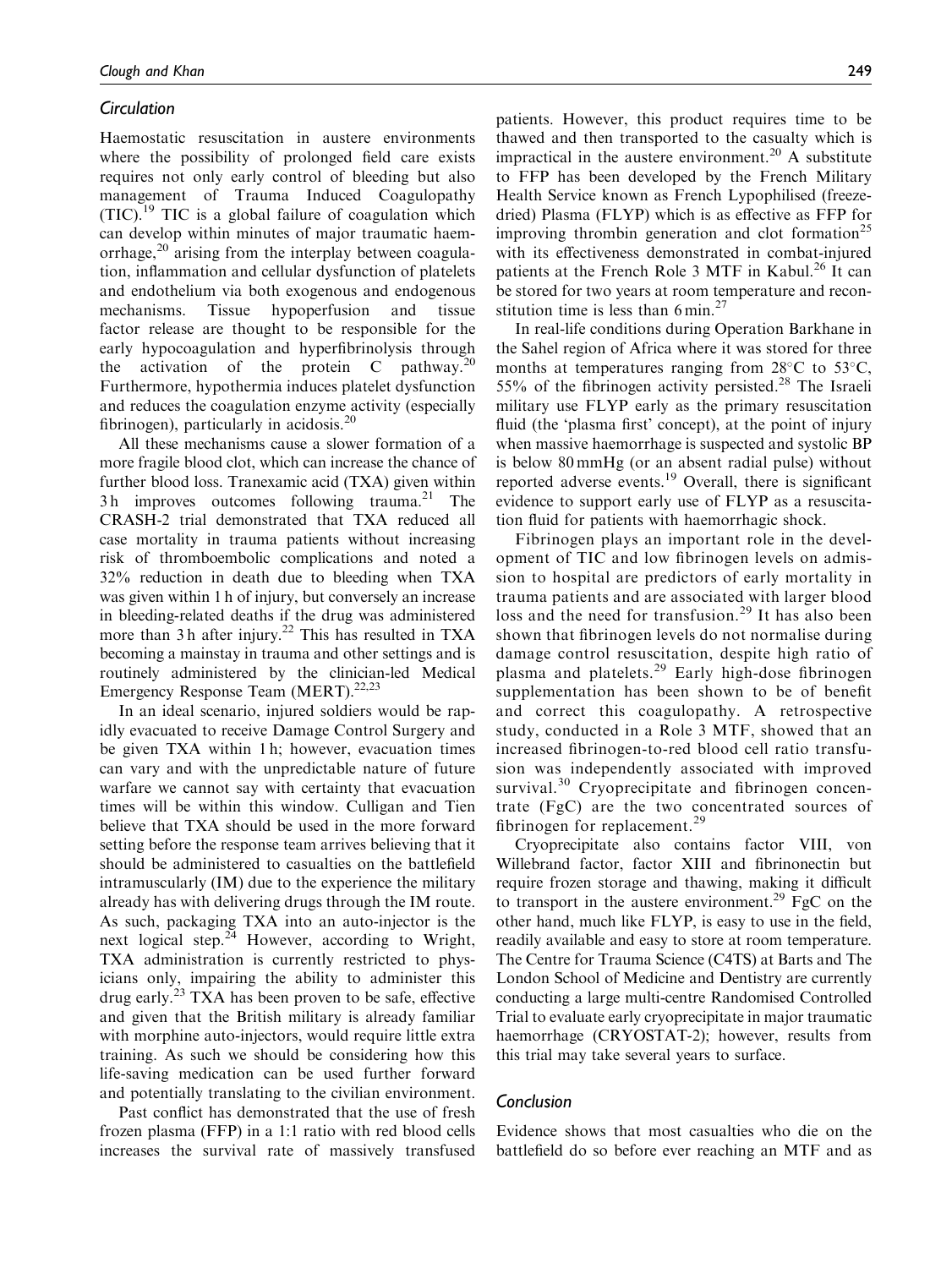## Circulation

Haemostatic resuscitation in austere environments where the possibility of prolonged field care exists requires not only early control of bleeding but also management of Trauma Induced Coagulopathy (TIC).[19] TIC is a global failure of coagulation which can develop within minutes of major traumatic haemorrhage,[20] arising from the interplay between coagulation, inflammation and cellular dysfunction of platelets and endothelium via both exogenous and endogenous mechanisms. Tissue hypoperfusion and tissue factor release are thought to be responsible for the early hypocoagulation and hyperfibrinolysis through the activation of the protein C pathway.[20] Furthermore, hypothermia induces platelet dysfunction and reduces the coagulation enzyme activity (especially fibrinogen), particularly in acidosis.[20]

All these mechanisms cause a slower formation of a more fragile blood clot, which can increase the chance of further blood loss. Tranexamic acid (TXA) given within 3 h improves outcomes following trauma.[21] The CRASH-2 trial demonstrated that TXA reduced all case mortality in trauma patients without increasing risk of thromboembolic complications and noted a 32% reduction in death due to bleeding when TXA was given within 1 h of injury, but conversely an increase in bleeding-related deaths if the drug was administered more than 3 h after injury.[22] This has resulted in TXA becoming a mainstay in trauma and other settings and is routinely administered by the clinician-led Medical Emergency Response Team (MERT).[22,23]

In an ideal scenario, injured soldiers would be rapidly evacuated to receive Damage Control Surgery and be given TXA within 1 h; however, evacuation times can vary and with the unpredictable nature of future warfare we cannot say with certainty that evacuation times will be within this window. Culligan and Tien believe that TXA should be used in the more forward setting before the response team arrives believing that it should be administered to casualties on the battlefield intramuscularly (IM) due to the experience the military already has with delivering drugs through the IM route. As such, packaging TXA into an auto-injector is the next logical step.[24] However, according to Wright, TXA administration is currently restricted to physicians only, impairing the ability to administer this drug early.[23] TXA has been proven to be safe, effective and given that the British military is already familiar with morphine auto-injectors, would require little extra training. As such we should be considering how this life-saving medication can be used further forward and potentially translating to the civilian environment.

Past conflict has demonstrated that the use of fresh frozen plasma (FFP) in a 1:1 ratio with red blood cells increases the survival rate of massively transfused patients. However, this product requires time to be thawed and then transported to the casualty which is impractical in the austere environment.[20] A substitute to FFP has been developed by the French Military Health Service known as French Lypophilised (freeze-dried) Plasma (FLYP) which is as effective as FFP for improving thrombin generation and clot formation[25] with its effectiveness demonstrated in combat-injured patients at the French Role 3 MTF in Kabul.[26] It can be stored for two years at room temperature and reconstitution time is less than 6 min.[27]

In real-life conditions during Operation Barkhane in the Sahel region of Africa where it was stored for three months at temperatures ranging from 28°C to 53°C, 55% of the fibrinogen activity persisted.[28] The Israeli military use FLYP early as the primary resuscitation fluid (the 'plasma first' concept), at the point of injury when massive haemorrhage is suspected and systolic BP is below 80 mmHg (or an absent radial pulse) without reported adverse events.[19] Overall, there is significant evidence to support early use of FLYP as a resuscitation fluid for patients with haemorrhagic shock.

Fibrinogen plays an important role in the development of TIC and low fibrinogen levels on admission to hospital are predictors of early mortality in trauma patients and are associated with larger blood loss and the need for transfusion.[29] It has also been shown that fibrinogen levels do not normalise during damage control resuscitation, despite high ratio of plasma and platelets.[29] Early high-dose fibrinogen supplementation has been shown to be of benefit and correct this coagulopathy. A retrospective study, conducted in a Role 3 MTF, showed that an increased fibrinogen-to-red blood cell ratio transfusion was independently associated with improved survival.[30] Cryoprecipitate and fibrinogen concentrate (FgC) are the two concentrated sources of fibrinogen for replacement.[29]

Cryoprecipitate also contains factor VIII, von Willebrand factor, factor XIII and fibrinonectin but require frozen storage and thawing, making it difficult to transport in the austere environment.[29] FgC on the other hand, much like FLYP, is easy to use in the field, readily available and easy to store at room temperature. The Centre for Trauma Science (C4TS) at Barts and The London School of Medicine and Dentistry are currently conducting a large multi-centre Randomised Controlled Trial to evaluate early cryoprecipitate in major traumatic haemorrhage (CRYOSTAT-2); however, results from this trial may take several years to surface.

## Conclusion

Evidence shows that most casualties who die on the battlefield do so before ever reaching an MTF and as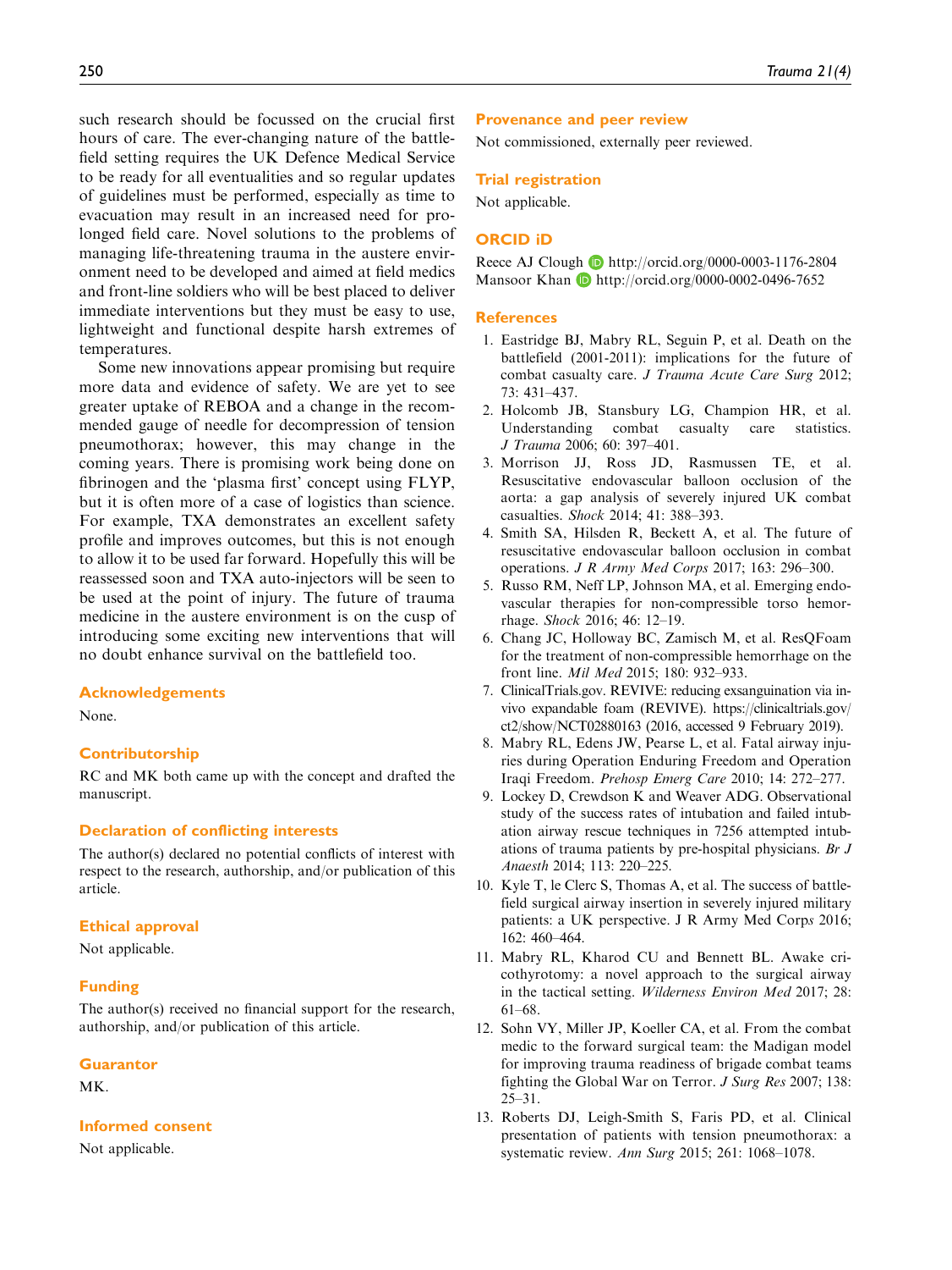such research should be focussed on the crucial first hours of care. The ever-changing nature of the battlefield setting requires the UK Defence Medical Service to be ready for all eventualities and so regular updates of guidelines must be performed, especially as time to evacuation may result in an increased need for prolonged field care. Novel solutions to the problems of managing life-threatening trauma in the austere environment need to be developed and aimed at field medics and front-line soldiers who will be best placed to deliver immediate interventions but they must be easy to use, lightweight and functional despite harsh extremes of temperatures.

Some new innovations appear promising but require more data and evidence of safety. We are yet to see greater uptake of REBOA and a change in the recommended gauge of needle for decompression of tension pneumothorax; however, this may change in the coming years. There is promising work being done on fibrinogen and the 'plasma first' concept using FLYP, but it is often more of a case of logistics than science. For example, TXA demonstrates an excellent safety profile and improves outcomes, but this is not enough to allow it to be used far forward. Hopefully this will be reassessed soon and TXA auto-injectors will be seen to be used at the point of injury. The future of trauma medicine in the austere environment is on the cusp of introducing some exciting new interventions that will no doubt enhance survival on the battlefield too.

## Acknowledgements

None.

## Contributorship

RC and MK both came up with the concept and drafted the manuscript.

## Declaration of conflicting interests

The author(s) declared no potential conflicts of interest with respect to the research, authorship, and/or publication of this article.

## Ethical approval

Not applicable.

## Funding

The author(s) received no financial support for the research, authorship, and/or publication of this article.

## Guarantor

MK.

## Informed consent

Not applicable.

## Provenance and peer review

Not commissioned, externally peer reviewed.

## Trial registration

Not applicable.

## ORCID iD

Reece AJ Clough http://orcid.org/0000-0003-1176-2804
Mansoor Khan http://orcid.org/0000-0002-0496-7652

## References

1. Eastridge BJ, Mabry RL, Seguin P, et al. Death on the battlefield (2001-2011): implications for the future of combat casualty care. *J Trauma Acute Care Surg* 2012; 73: 431–437.
2. Holcomb JB, Stansbury LG, Champion HR, et al. Understanding combat casualty care statistics. *J Trauma* 2006; 60: 397–401.
3. Morrison JJ, Ross JD, Rasmussen TE, et al. Resuscitative endovascular balloon occlusion of the aorta: a gap analysis of severely injured UK combat casualties. *Shock* 2014; 41: 388–393.
4. Smith SA, Hilsden R, Beckett A, et al. The future of resuscitative endovascular balloon occlusion in combat operations. *J R Army Med Corps* 2017; 163: 296–300.
5. Russo RM, Neff LP, Johnson MA, et al. Emerging endovascular therapies for non-compressible torso hemorrhage. *Shock* 2016; 46: 12–19.
6. Chang JC, Holloway BC, Zamisch M, et al. ResQFoam for the treatment of non-compressible hemorrhage on the front line. *Mil Med* 2015; 180: 932–933.
7. ClinicalTrials.gov. REVIVE: reducing exsanguination via in-vivo expandable foam (REVIVE). https://clinicaltrials.gov/ct2/show/NCT02880163 (2016, accessed 9 February 2019).
8. Mabry RL, Edens JW, Pearse L, et al. Fatal airway injuries during Operation Enduring Freedom and Operation Iraqi Freedom. *Prehosp Emerg Care* 2010; 14: 272–277.
9. Lockey D, Crewdson K and Weaver ADG. Observational study of the success rates of intubation and failed intubation airway rescue techniques in 7256 attempted intubations of trauma patients by pre-hospital physicians. *Br J Anaesth* 2014; 113: 220–225.
10. Kyle T, le Clerc S, Thomas A, et al. The success of battlefield surgical airway insertion in severely injured military patients: a UK perspective. J R Army Med Corps 2016; 162: 460–464.
11. Mabry RL, Kharod CU and Bennett BL. Awake cricothyrotomy: a novel approach to the surgical airway in the tactical setting. *Wilderness Environ Med* 2017; 28: 61–68.
12. Sohn VY, Miller JP, Koeller CA, et al. From the combat medic to the forward surgical team: the Madigan model for improving trauma readiness of brigade combat teams fighting the Global War on Terror. *J Surg Res* 2007; 138: 25–31.
13. Roberts DJ, Leigh-Smith S, Faris PD, et al. Clinical presentation of patients with tension pneumothorax: a systematic review. *Ann Surg* 2015; 261: 1068–1078.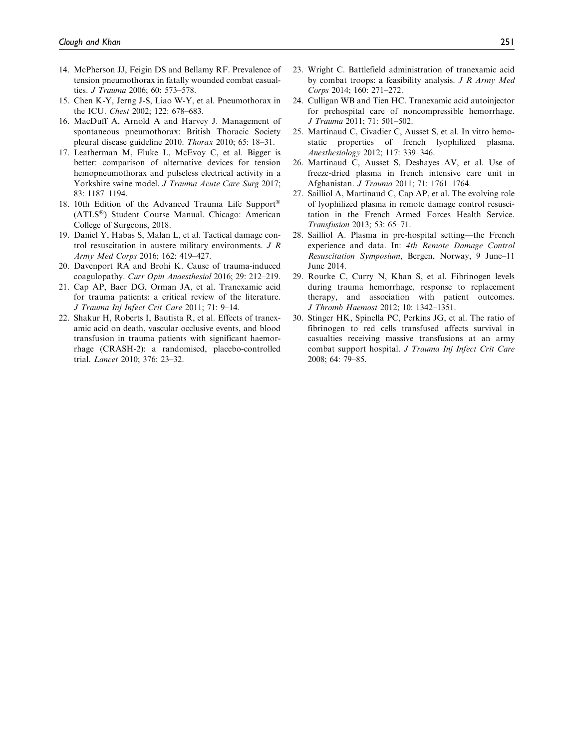14. McPherson JJ, Feigin DS and Bellamy RF. Prevalence of tension pneumothorax in fatally wounded combat casualties. *J Trauma* 2006; 60: 573–578.
15. Chen K-Y, Jerng J-S, Liao W-Y, et al. Pneumothorax in the ICU. *Chest* 2002; 122: 678–683.
16. MacDuff A, Arnold A and Harvey J. Management of spontaneous pneumothorax: British Thoracic Society pleural disease guideline 2010. *Thorax* 2010; 65: 18–31.
17. Leatherman M, Fluke L, McEvoy C, et al. Bigger is better: comparison of alternative devices for tension hemopneumothorax and pulseless electrical activity in a Yorkshire swine model. *J Trauma Acute Care Surg* 2017; 83: 1187–1194.
18. 10th Edition of the Advanced Trauma Life Support® (ATLS®) Student Course Manual. Chicago: American College of Surgeons, 2018.
19. Daniel Y, Habas S, Malan L, et al. Tactical damage control resuscitation in austere military environments. *J R Army Med Corps* 2016; 162: 419–427.
20. Davenport RA and Brohi K. Cause of trauma-induced coagulopathy. *Curr Opin Anaesthesiol* 2016; 29: 212–219.
21. Cap AP, Baer DG, Orman JA, et al. Tranexamic acid for trauma patients: a critical review of the literature. *J Trauma Inj Infect Crit Care* 2011; 71: 9–14.
22. Shakur H, Roberts I, Bautista R, et al. Effects of tranexamic acid on death, vascular occlusive events, and blood transfusion in trauma patients with significant haemorrhage (CRASH-2): a randomised, placebo-controlled trial. *Lancet* 2010; 376: 23–32.
23. Wright C. Battlefield administration of tranexamic acid by combat troops: a feasibility analysis. *J R Army Med Corps* 2014; 160: 271–272.
24. Culligan WB and Tien HC. Tranexamic acid autoinjector for prehospital care of noncompressible hemorrhage. *J Trauma* 2011; 71: 501–502.
25. Martinaud C, Civadier C, Ausset S, et al. In vitro hemostatic properties of french lyophilized plasma. *Anesthesiology* 2012; 117: 339–346.
26. Martinaud C, Ausset S, Deshayes AV, et al. Use of freeze-dried plasma in french intensive care unit in Afghanistan. *J Trauma* 2011; 71: 1761–1764.
27. Sailliol A, Martinaud C, Cap AP, et al. The evolving role of lyophilized plasma in remote damage control resuscitation in the French Armed Forces Health Service. *Transfusion* 2013; 53: 65–71.
28. Sailliol A. Plasma in pre-hospital setting—the French experience and data. In: *4th Remote Damage Control Resuscitation Symposium*, Bergen, Norway, 9 June–11 June 2014.
29. Rourke C, Curry N, Khan S, et al. Fibrinogen levels during trauma hemorrhage, response to replacement therapy, and association with patient outcomes. *J Thromb Haemost* 2012; 10: 1342–1351.
30. Stinger HK, Spinella PC, Perkins JG, et al. The ratio of fibrinogen to red cells transfused affects survival in casualties receiving massive transfusions at an army combat support hospital. *J Trauma Inj Infect Crit Care* 2008; 64: 79–85.